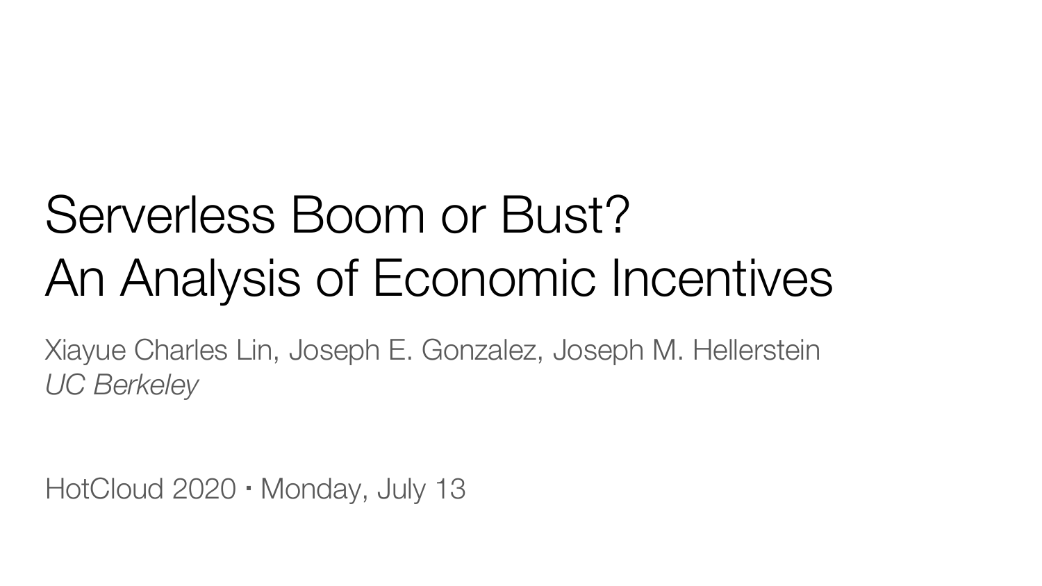# Serverless Boom or Bust? An Analysis of Economic Incentives

Xiayue Charles Lin, Joseph E. Gonzalez, Joseph M. Hellerstein

*UC Berkeley*

HotCloud 2020 · Monday, July 13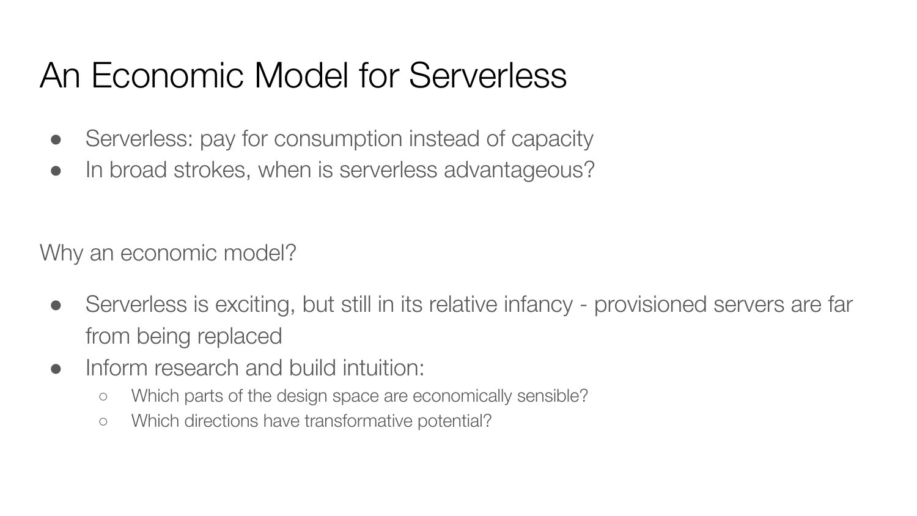# An Economic Model for Serverless

- Serverless: pay for consumption instead of capacity
- In broad strokes, when is serverless advantageous?

Why an economic model?

- Serverless is exciting, but still in its relative infancy - provisioned servers are far from being replaced
- Inform research and build intuition:
  - Which parts of the design space are economically sensible?
  - Which directions have transformative potential?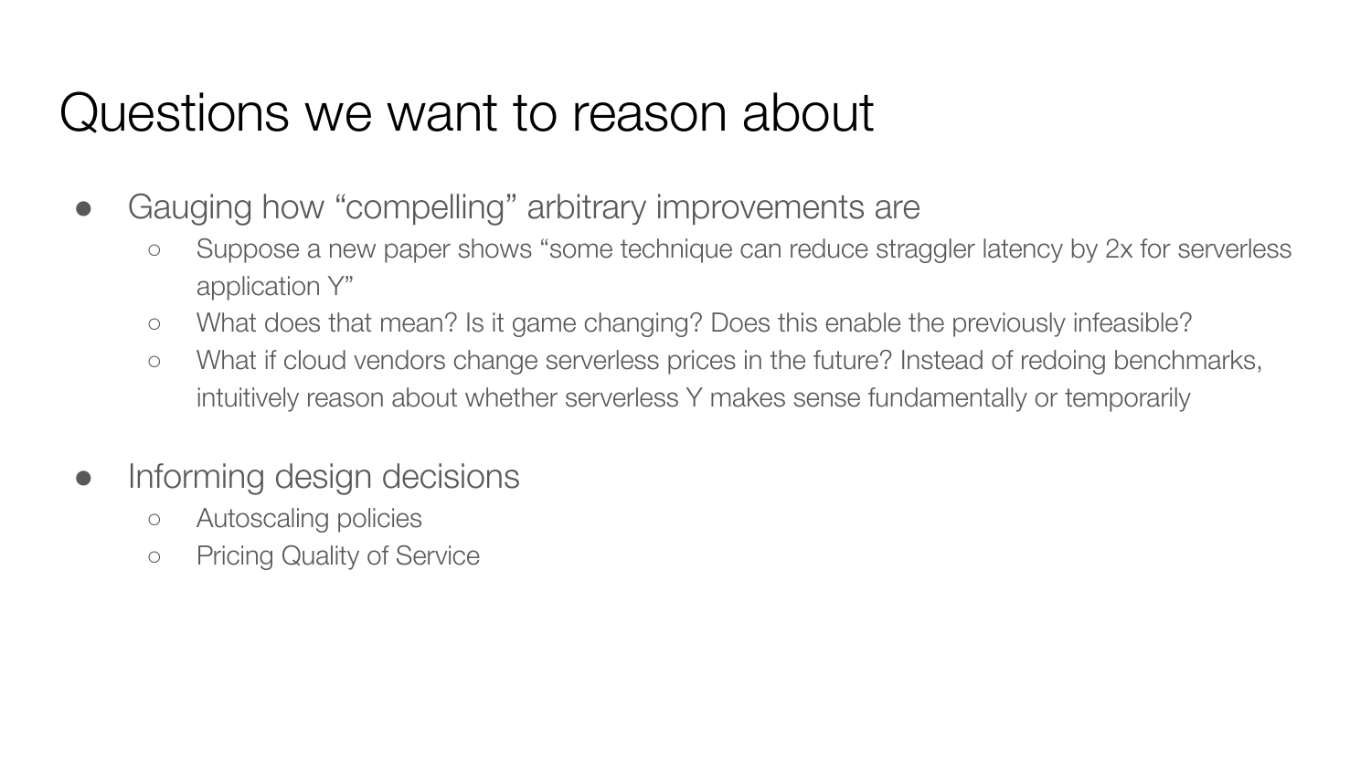# Questions we want to reason about

- Gauging how "compelling" arbitrary improvements are
  - Suppose a new paper shows "some technique can reduce straggler latency by 2x for serverless application Y"
  - What does that mean? Is it game changing? Does this enable the previously infeasible?
  - What if cloud vendors change serverless prices in the future? Instead of redoing benchmarks, intuitively reason about whether serverless Y makes sense fundamentally or temporarily

- Informing design decisions
  - Autoscaling policies
  - Pricing Quality of Service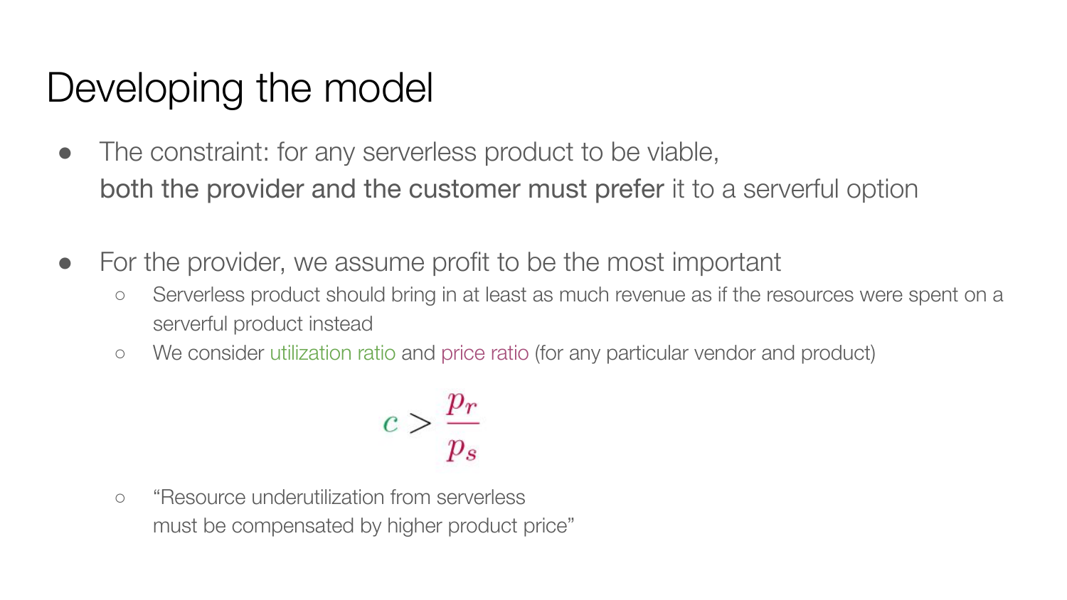# Developing the model

- The constraint: for any serverless product to be viable, **both the provider and the customer must prefer** it to a serverful option

- For the provider, we assume profit to be the most important
  - Serverless product should bring in at least as much revenue as if the resources were spent on a serverful product instead
  - We consider utilization ratio and price ratio (for any particular vendor and product)

$$c > \frac{p_r}{p_s}$$

  - "Resource underutilization from serverless must be compensated by higher product price"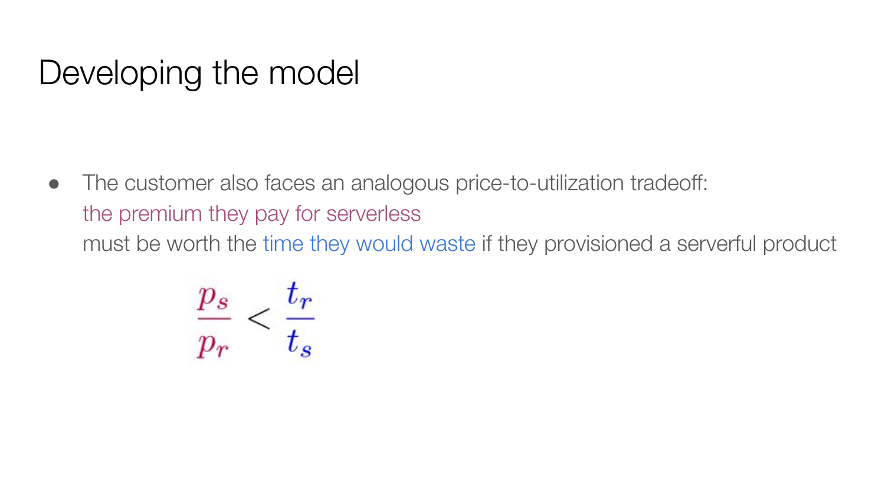# Developing the model

- The customer also faces an analogous price-to-utilization tradeoff:
  the premium they pay for serverless
  must be worth the time they would waste if they provisioned a serverful product

$$\frac{p_s}{p_r} < \frac{t_r}{t_s}$$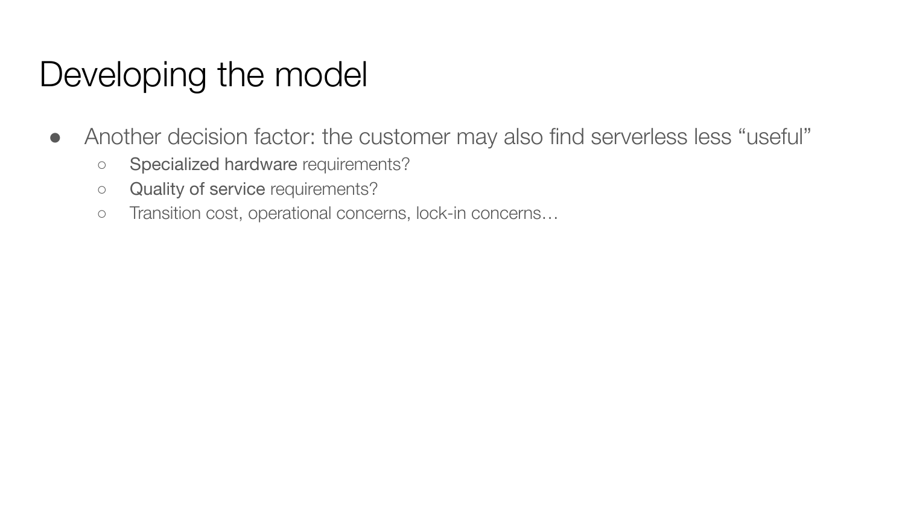# Developing the model

- Another decision factor: the customer may also find serverless less “useful”
  - Specialized hardware requirements?
  - Quality of service requirements?
  - Transition cost, operational concerns, lock-in concerns…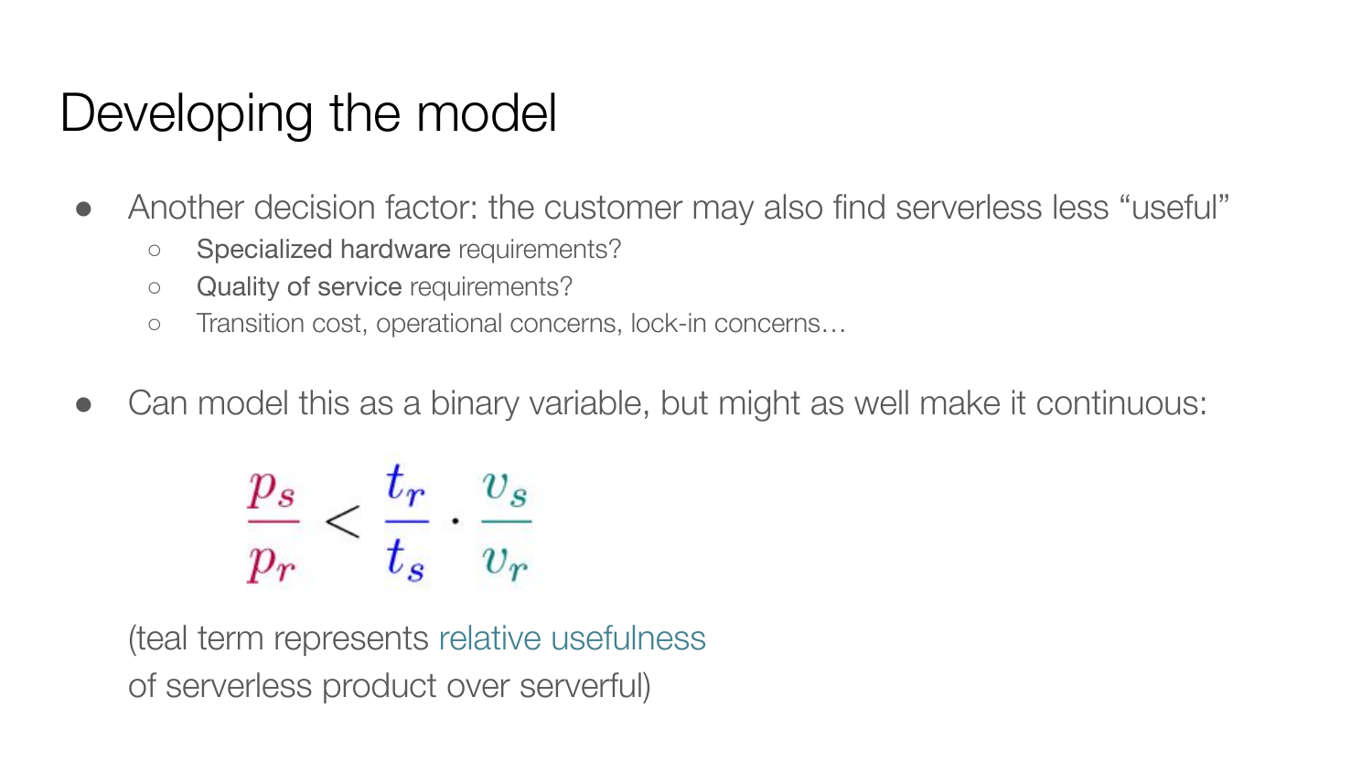# Developing the model

- Another decision factor: the customer may also find serverless less "useful"
  - Specialized hardware requirements?
  - Quality of service requirements?
  - Transition cost, operational concerns, lock-in concerns…
- Can model this as a binary variable, but might as well make it continuous:

$$\frac{p_s}{p_r} < \frac{t_r}{t_s} \cdot \frac{v_s}{v_r}$$

(teal term represents relative usefulness of serverless product over serverful)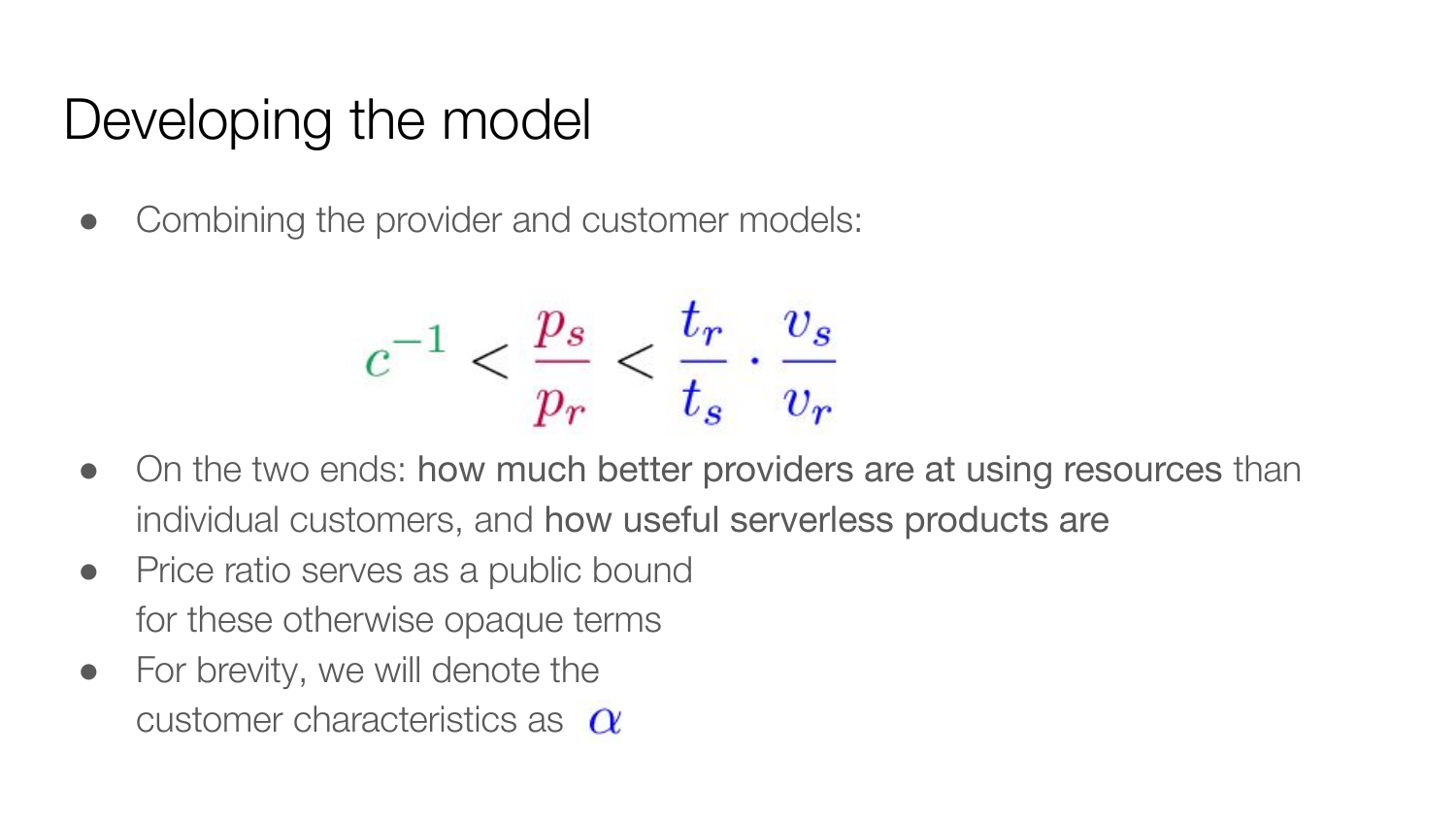# Developing the model

- Combining the provider and customer models:

$$c^{-1} < \frac{p_s}{p_r} < \frac{t_r}{t_s} \cdot \frac{v_s}{v_r}$$

- On the two ends: how much better providers are at using resources than individual customers, and how useful serverless products are
- Price ratio serves as a public bound for these otherwise opaque terms
- For brevity, we will denote the customer characteristics as $\alpha$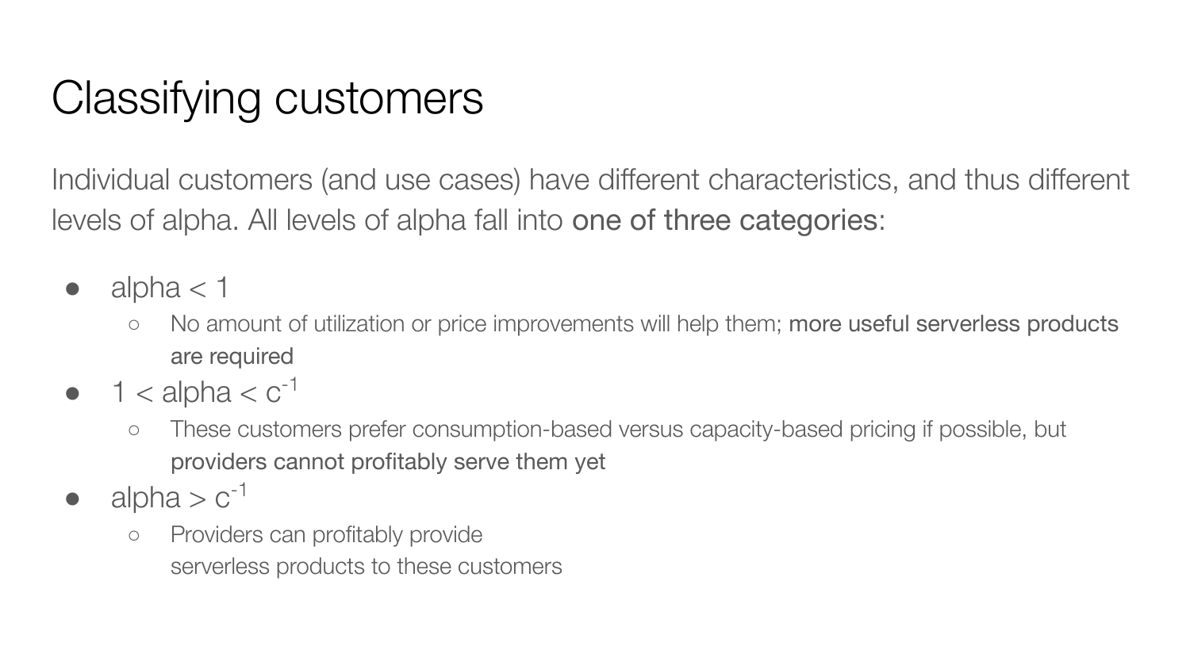# Classifying customers

Individual customers (and use cases) have different characteristics, and thus different levels of alpha. All levels of alpha fall into one of three categories:

- alpha < 1
  - No amount of utilization or price improvements will help them; more useful serverless products are required
- 1 < alpha < $c^{-1}$
  - These customers prefer consumption-based versus capacity-based pricing if possible, but providers cannot profitably serve them yet
- alpha > $c^{-1}$
  - Providers can profitably provide serverless products to these customers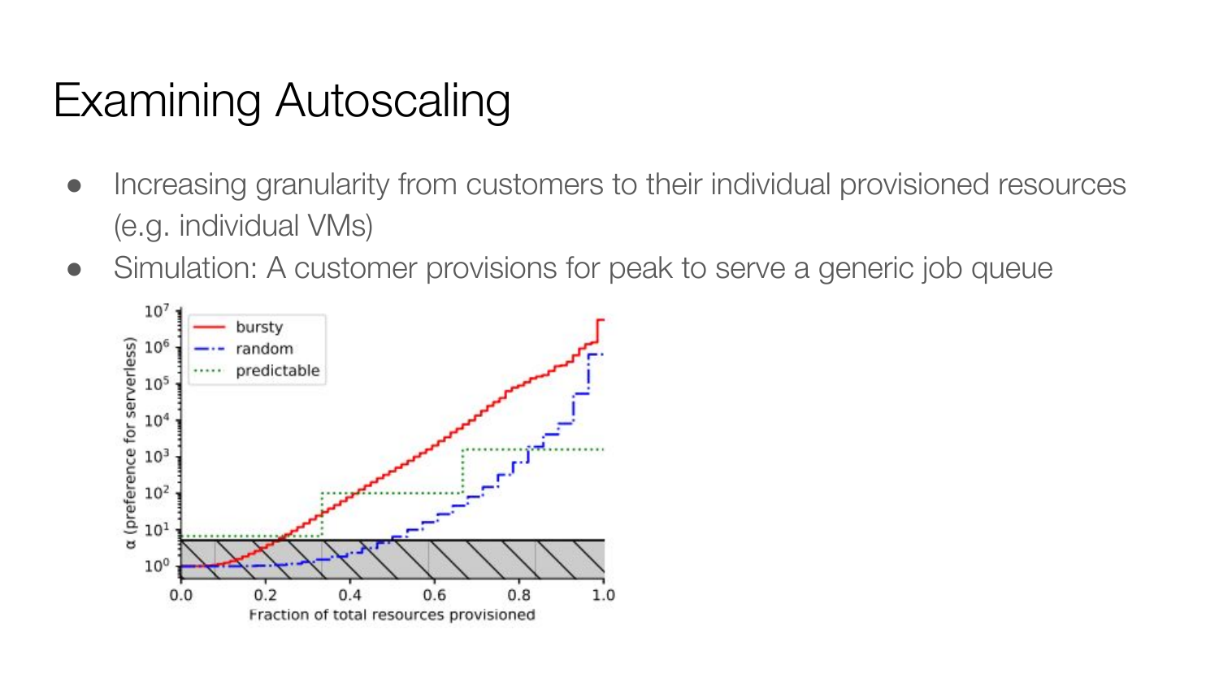# Examining Autoscaling

- Increasing granularity from customers to their individual provisioned resources (e.g. individual VMs)
- Simulation: A customer provisions for peak to serve a generic job queue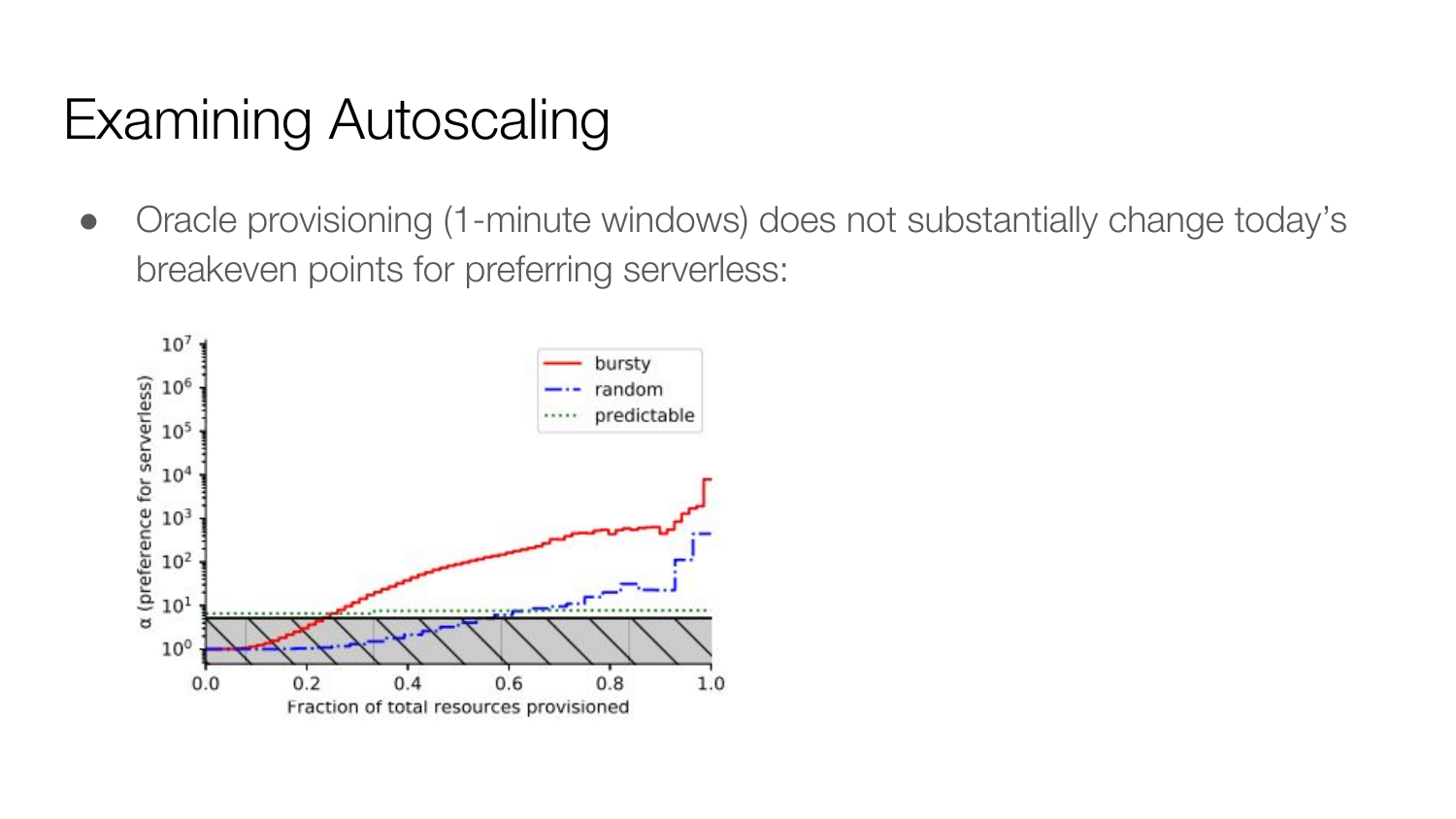# Examining Autoscaling

- Oracle provisioning (1-minute windows) does not substantially change today's breakeven points for preferring serverless: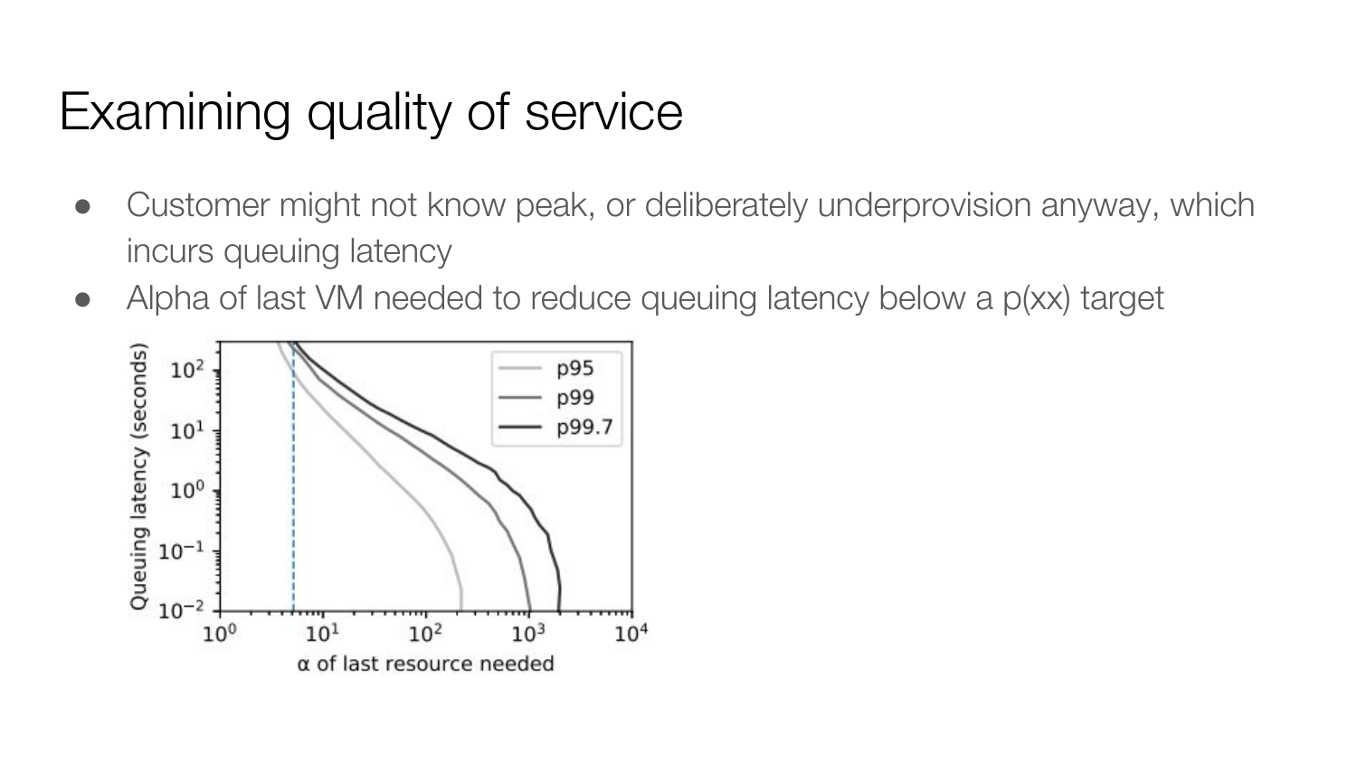# Examining quality of service

- Customer might not know peak, or deliberately underprovision anyway, which incurs queuing latency
- Alpha of last VM needed to reduce queuing latency below a p(xx) target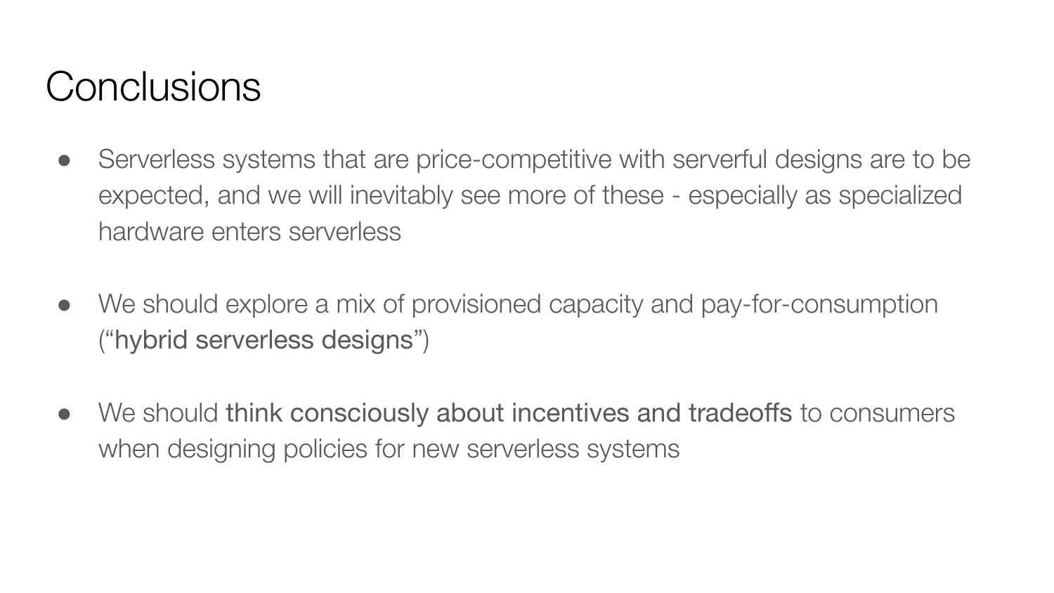# Conclusions

- Serverless systems that are price-competitive with serverful designs are to be expected, and we will inevitably see more of these - especially as specialized hardware enters serverless
- We should explore a mix of provisioned capacity and pay-for-consumption ("hybrid serverless designs")
- We should think consciously about incentives and tradeoffs to consumers when designing policies for new serverless systems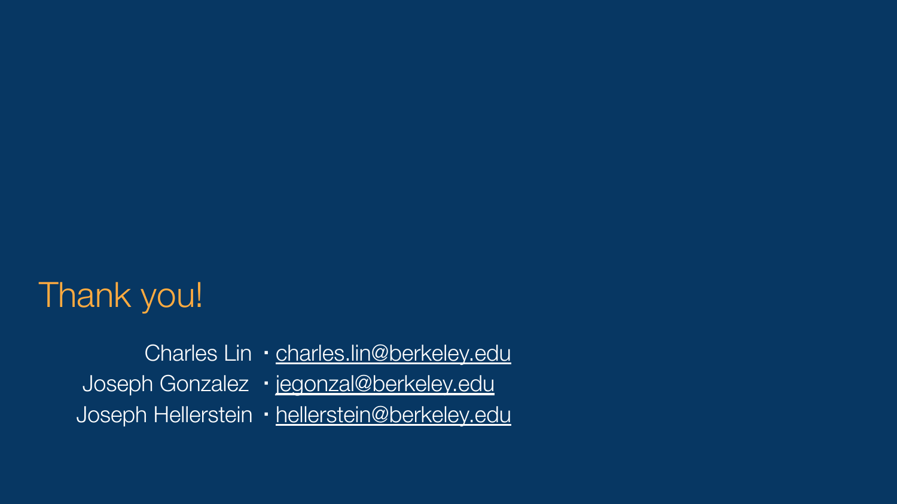# Thank you!

Charles Lin · charles.lin@berkeley.edu
Joseph Gonzalez · jegonzal@berkeley.edu
Joseph Hellerstein · hellerstein@berkeley.edu